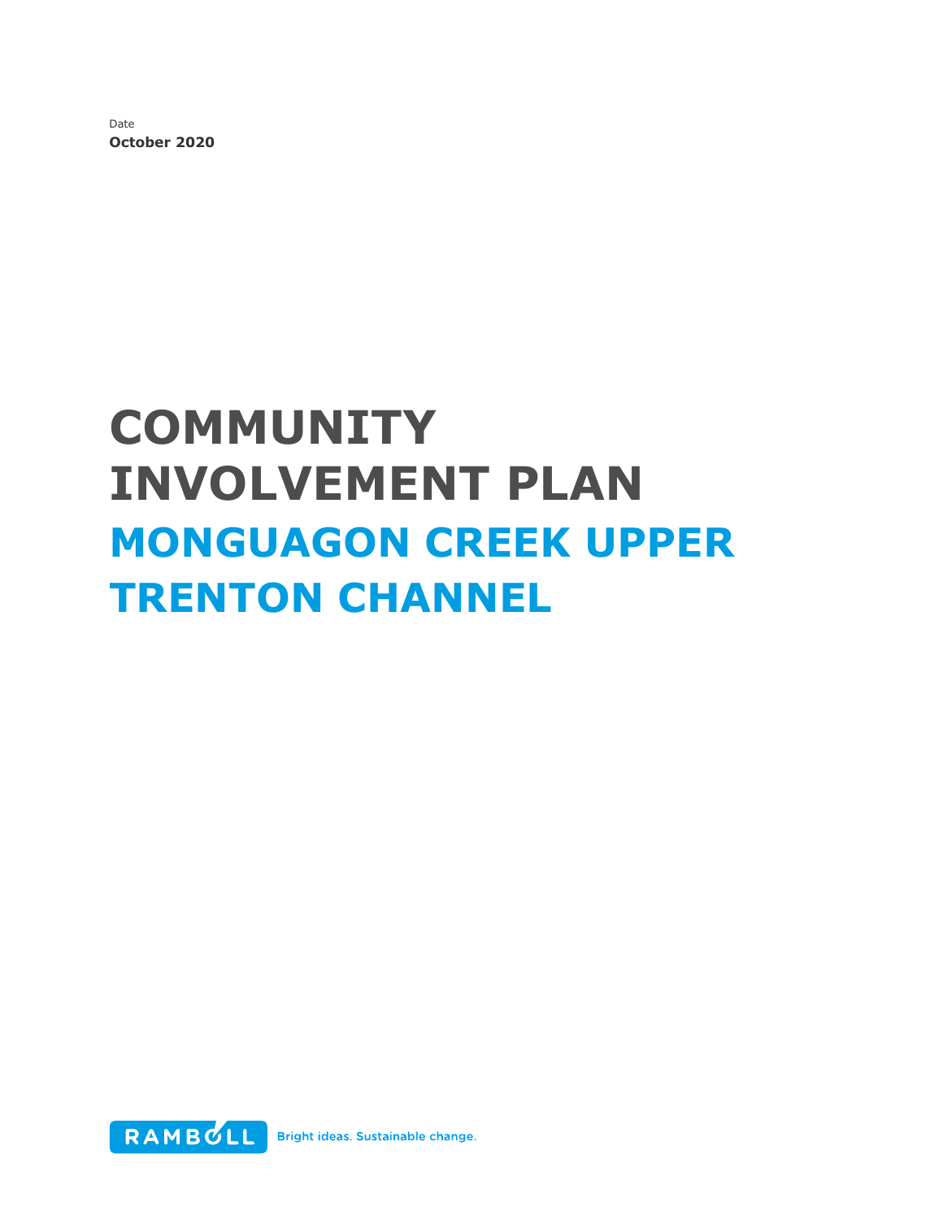Date
**October 2020**

# COMMUNITY INVOLVEMENT PLAN
# MONGUAGON CREEK UPPER TRENTON CHANNEL

RAMBOLL Bright ideas. Sustainable change.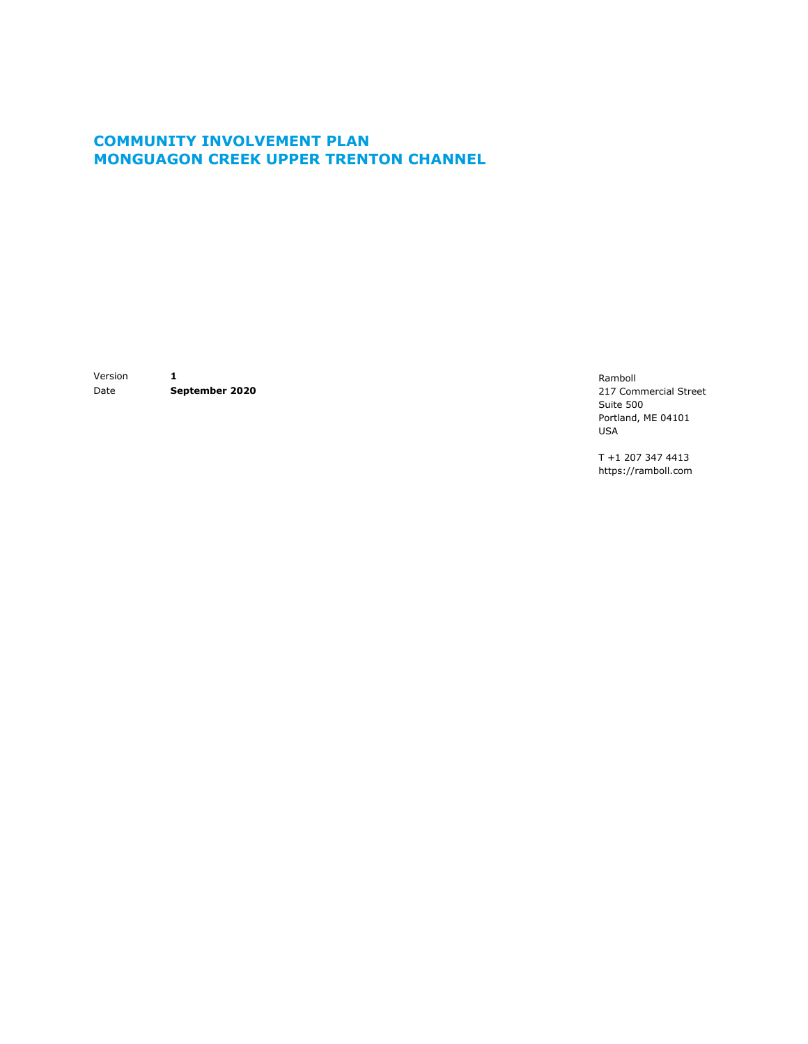# COMMUNITY INVOLVEMENT PLAN
# MONGUAGON CREEK UPPER TRENTON CHANNEL

| | |
|---|---|
| Version | **1** |
| Date | **September 2020** |

Ramboll
217 Commercial Street
Suite 500
Portland, ME 04101
USA

T +1 207 347 4413
https://ramboll.com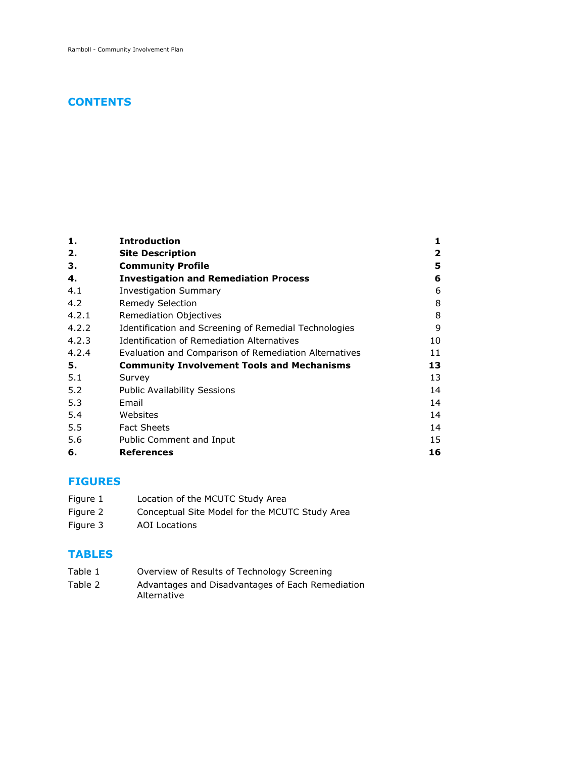# CONTENTS

| | | |
|---|---|---|
| **1.** | **Introduction** | **1** |
| **2.** | **Site Description** | **2** |
| **3.** | **Community Profile** | **5** |
| **4.** | **Investigation and Remediation Process** | **6** |
| 4.1 | Investigation Summary | 6 |
| 4.2 | Remedy Selection | 8 |
| 4.2.1 | Remediation Objectives | 8 |
| 4.2.2 | Identification and Screening of Remedial Technologies | 9 |
| 4.2.3 | Identification of Remediation Alternatives | 10 |
| 4.2.4 | Evaluation and Comparison of Remediation Alternatives | 11 |
| **5.** | **Community Involvement Tools and Mechanisms** | **13** |
| 5.1 | Survey | 13 |
| 5.2 | Public Availability Sessions | 14 |
| 5.3 | Email | 14 |
| 5.4 | Websites | 14 |
| 5.5 | Fact Sheets | 14 |
| 5.6 | Public Comment and Input | 15 |
| **6.** | **References** | **16** |

# FIGURES

| | |
|---|---|
| Figure 1 | Location of the MCUTC Study Area |
| Figure 2 | Conceptual Site Model for the MCUTC Study Area |
| Figure 3 | AOI Locations |

# TABLES

| | |
|---|---|
| Table 1 | Overview of Results of Technology Screening |
| Table 2 | Advantages and Disadvantages of Each Remediation Alternative |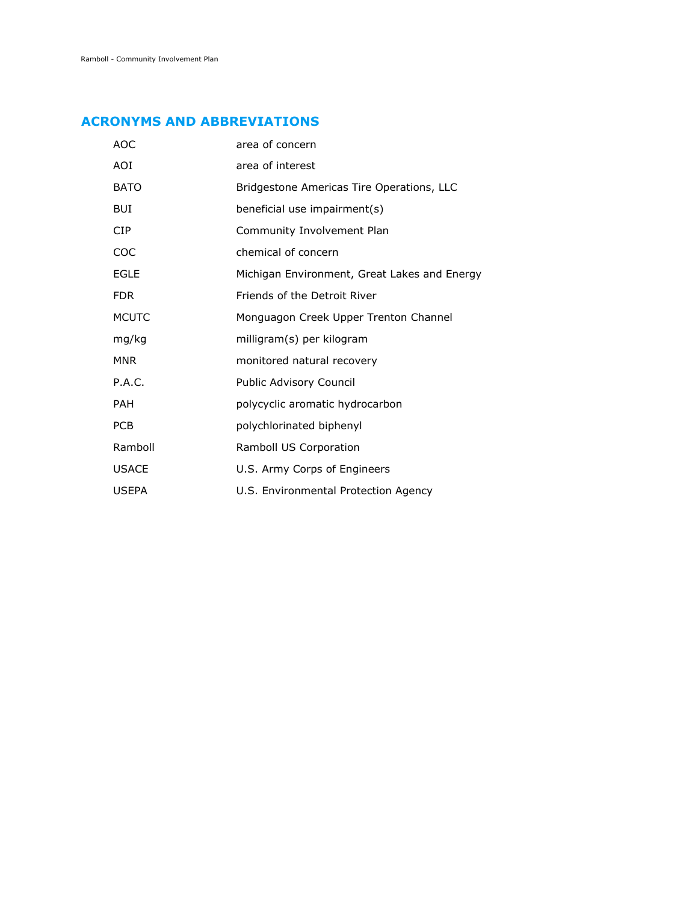## ACRONYMS AND ABBREVIATIONS

| | |
|---|---|
| AOC | area of concern |
| AOI | area of interest |
| BATO | Bridgestone Americas Tire Operations, LLC |
| BUI | beneficial use impairment(s) |
| CIP | Community Involvement Plan |
| COC | chemical of concern |
| EGLE | Michigan Environment, Great Lakes and Energy |
| FDR | Friends of the Detroit River |
| MCUTC | Monguagon Creek Upper Trenton Channel |
| mg/kg | milligram(s) per kilogram |
| MNR | monitored natural recovery |
| P.A.C. | Public Advisory Council |
| PAH | polycyclic aromatic hydrocarbon |
| PCB | polychlorinated biphenyl |
| Ramboll | Ramboll US Corporation |
| USACE | U.S. Army Corps of Engineers |
| USEPA | U.S. Environmental Protection Agency |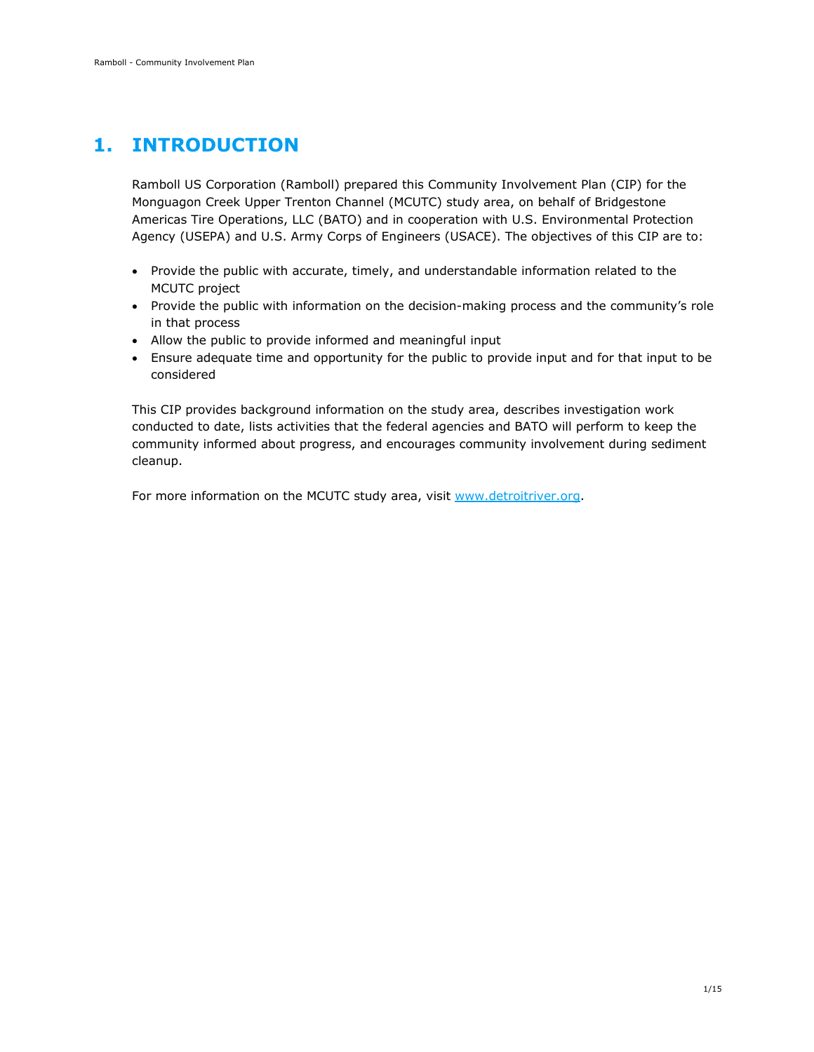# 1. INTRODUCTION

Ramboll US Corporation (Ramboll) prepared this Community Involvement Plan (CIP) for the Monguagon Creek Upper Trenton Channel (MCUTC) study area, on behalf of Bridgestone Americas Tire Operations, LLC (BATO) and in cooperation with U.S. Environmental Protection Agency (USEPA) and U.S. Army Corps of Engineers (USACE). The objectives of this CIP are to:

- Provide the public with accurate, timely, and understandable information related to the MCUTC project
- Provide the public with information on the decision-making process and the community's role in that process
- Allow the public to provide informed and meaningful input
- Ensure adequate time and opportunity for the public to provide input and for that input to be considered

This CIP provides background information on the study area, describes investigation work conducted to date, lists activities that the federal agencies and BATO will perform to keep the community informed about progress, and encourages community involvement during sediment cleanup.

For more information on the MCUTC study area, visit [www.detroitriver.org](http://www.detroitriver.org).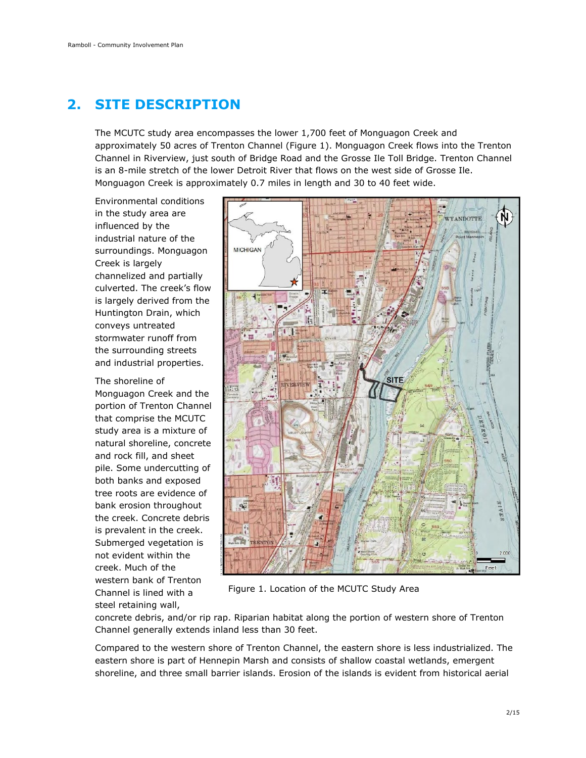## 2. SITE DESCRIPTION

The MCUTC study area encompasses the lower 1,700 feet of Monguagon Creek and approximately 50 acres of Trenton Channel (Figure 1). Monguagon Creek flows into the Trenton Channel in Riverview, just south of Bridge Road and the Grosse Ile Toll Bridge. Trenton Channel is an 8-mile stretch of the lower Detroit River that flows on the west side of Grosse Ile. Monguagon Creek is approximately 0.7 miles in length and 30 to 40 feet wide.

Environmental conditions in the study area are influenced by the industrial nature of the surroundings. Monguagon Creek is largely channelized and partially culverted. The creek's flow is largely derived from the Huntington Drain, which conveys untreated stormwater runoff from the surrounding streets and industrial properties.

The shoreline of Monguagon Creek and the portion of Trenton Channel that comprise the MCUTC study area is a mixture of natural shoreline, concrete and rock fill, and sheet pile. Some undercutting of both banks and exposed tree roots are evidence of bank erosion throughout the creek. Concrete debris is prevalent in the creek. Submerged vegetation is not evident within the creek. Much of the western bank of Trenton Channel is lined with a steel retaining wall, concrete debris, and/or rip rap. Riparian habitat along the portion of western shore of Trenton Channel generally extends inland less than 30 feet.

Figure 1. Location of the MCUTC Study Area

Compared to the western shore of Trenton Channel, the eastern shore is less industrialized. The eastern shore is part of Hennepin Marsh and consists of shallow coastal wetlands, emergent shoreline, and three small barrier islands. Erosion of the islands is evident from historical aerial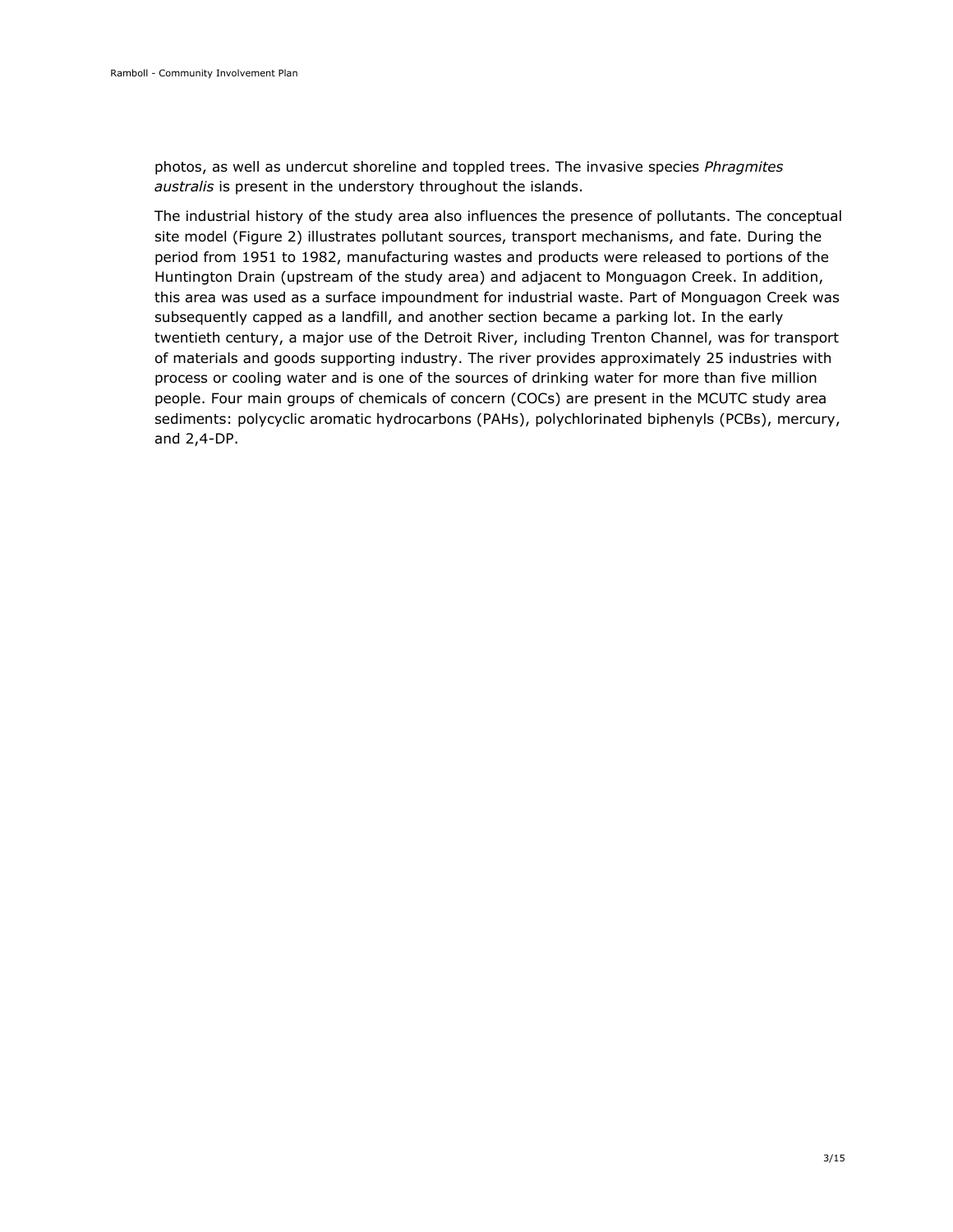photos, as well as undercut shoreline and toppled trees. The invasive species *Phragmites australis* is present in the understory throughout the islands.

The industrial history of the study area also influences the presence of pollutants. The conceptual site model (Figure 2) illustrates pollutant sources, transport mechanisms, and fate. During the period from 1951 to 1982, manufacturing wastes and products were released to portions of the Huntington Drain (upstream of the study area) and adjacent to Monguagon Creek. In addition, this area was used as a surface impoundment for industrial waste. Part of Monguagon Creek was subsequently capped as a landfill, and another section became a parking lot. In the early twentieth century, a major use of the Detroit River, including Trenton Channel, was for transport of materials and goods supporting industry. The river provides approximately 25 industries with process or cooling water and is one of the sources of drinking water for more than five million people. Four main groups of chemicals of concern (COCs) are present in the MCUTC study area sediments: polycyclic aromatic hydrocarbons (PAHs), polychlorinated biphenyls (PCBs), mercury, and 2,4-DP.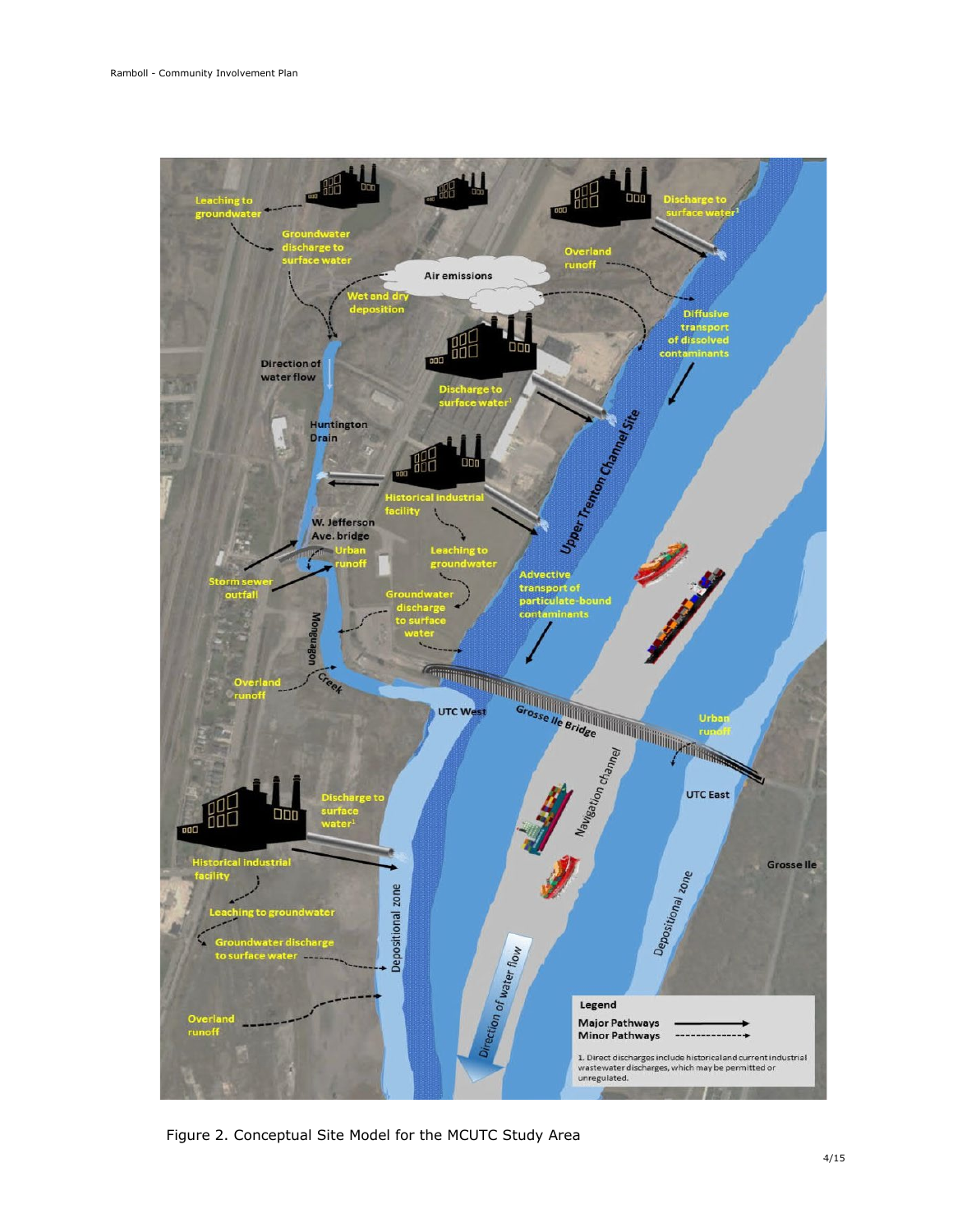Figure 2. Conceptual Site Model for the MCUTC Study Area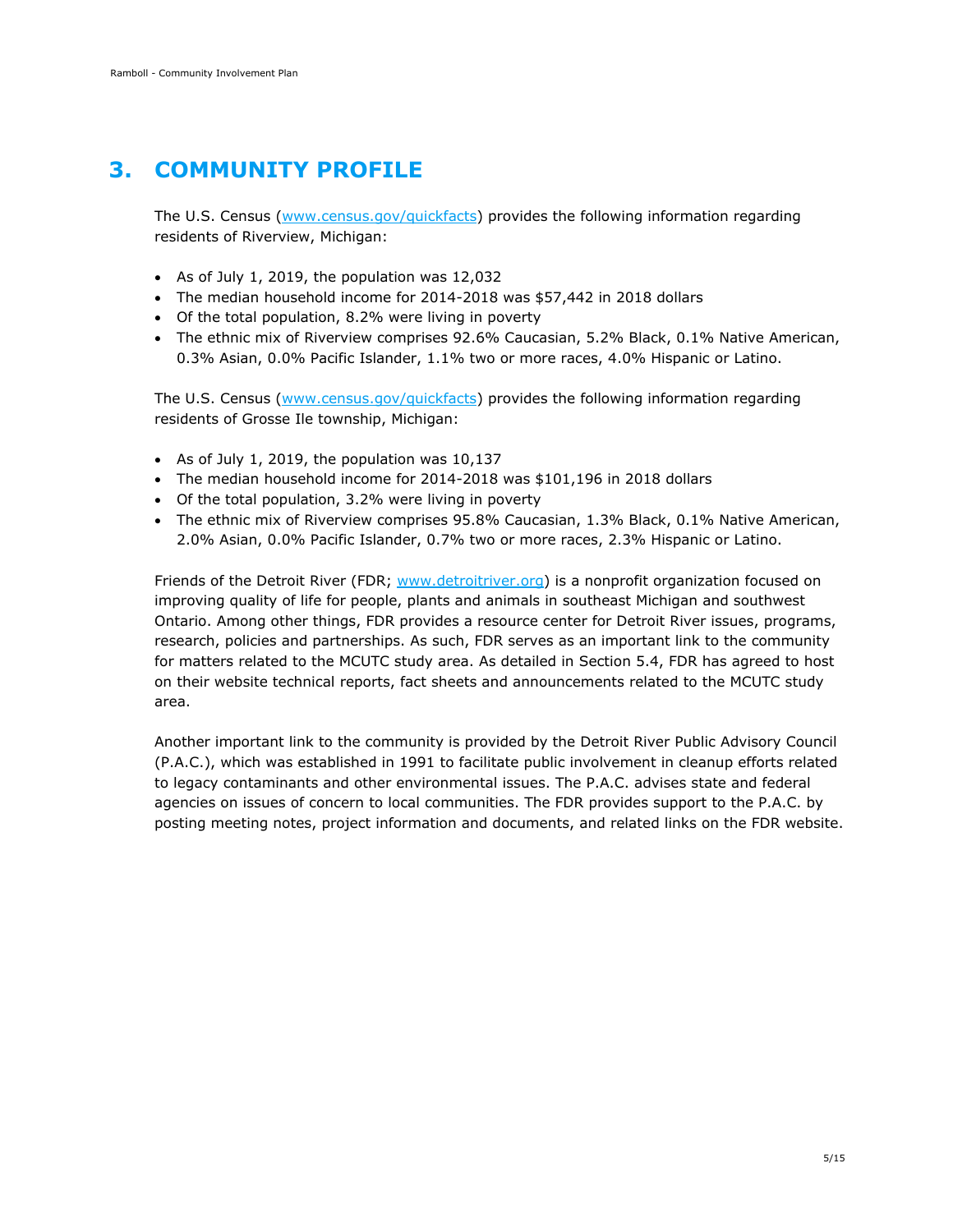# 3. COMMUNITY PROFILE

The U.S. Census (www.census.gov/quickfacts) provides the following information regarding residents of Riverview, Michigan:

- As of July 1, 2019, the population was 12,032
- The median household income for 2014-2018 was $57,442 in 2018 dollars
- Of the total population, 8.2% were living in poverty
- The ethnic mix of Riverview comprises 92.6% Caucasian, 5.2% Black, 0.1% Native American, 0.3% Asian, 0.0% Pacific Islander, 1.1% two or more races, 4.0% Hispanic or Latino.

The U.S. Census (www.census.gov/quickfacts) provides the following information regarding residents of Grosse Ile township, Michigan:

- As of July 1, 2019, the population was 10,137
- The median household income for 2014-2018 was $101,196 in 2018 dollars
- Of the total population, 3.2% were living in poverty
- The ethnic mix of Riverview comprises 95.8% Caucasian, 1.3% Black, 0.1% Native American, 2.0% Asian, 0.0% Pacific Islander, 0.7% two or more races, 2.3% Hispanic or Latino.

Friends of the Detroit River (FDR; www.detroitriver.org) is a nonprofit organization focused on improving quality of life for people, plants and animals in southeast Michigan and southwest Ontario. Among other things, FDR provides a resource center for Detroit River issues, programs, research, policies and partnerships. As such, FDR serves as an important link to the community for matters related to the MCUTC study area. As detailed in Section 5.4, FDR has agreed to host on their website technical reports, fact sheets and announcements related to the MCUTC study area.

Another important link to the community is provided by the Detroit River Public Advisory Council (P.A.C.), which was established in 1991 to facilitate public involvement in cleanup efforts related to legacy contaminants and other environmental issues. The P.A.C. advises state and federal agencies on issues of concern to local communities. The FDR provides support to the P.A.C. by posting meeting notes, project information and documents, and related links on the FDR website.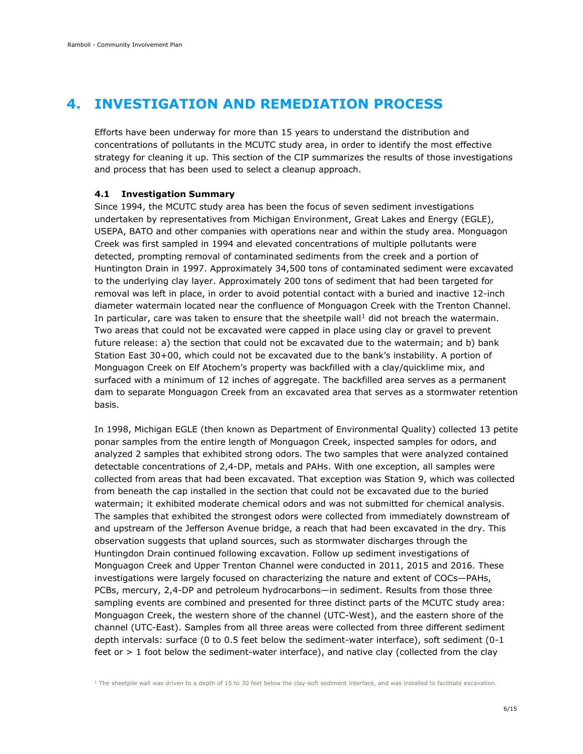# 4. INVESTIGATION AND REMEDIATION PROCESS

Efforts have been underway for more than 15 years to understand the distribution and concentrations of pollutants in the MCUTC study area, in order to identify the most effective strategy for cleaning it up. This section of the CIP summarizes the results of those investigations and process that has been used to select a cleanup approach.

## 4.1 Investigation Summary

Since 1994, the MCUTC study area has been the focus of seven sediment investigations undertaken by representatives from Michigan Environment, Great Lakes and Energy (EGLE), USEPA, BATO and other companies with operations near and within the study area. Monguagon Creek was first sampled in 1994 and elevated concentrations of multiple pollutants were detected, prompting removal of contaminated sediments from the creek and a portion of Huntington Drain in 1997. Approximately 34,500 tons of contaminated sediment were excavated to the underlying clay layer. Approximately 200 tons of sediment that had been targeted for removal was left in place, in order to avoid potential contact with a buried and inactive 12-inch diameter watermain located near the confluence of Monguagon Creek with the Trenton Channel. In particular, care was taken to ensure that the sheetpile wall[1] did not breach the watermain. Two areas that could not be excavated were capped in place using clay or gravel to prevent future release: a) the section that could not be excavated due to the watermain; and b) bank Station East 30+00, which could not be excavated due to the bank's instability. A portion of Monguagon Creek on Elf Atochem's property was backfilled with a clay/quicklime mix, and surfaced with a minimum of 12 inches of aggregate. The backfilled area serves as a permanent dam to separate Monguagon Creek from an excavated area that serves as a stormwater retention basis.

In 1998, Michigan EGLE (then known as Department of Environmental Quality) collected 13 petite ponar samples from the entire length of Monguagon Creek, inspected samples for odors, and analyzed 2 samples that exhibited strong odors. The two samples that were analyzed contained detectable concentrations of 2,4-DP, metals and PAHs. With one exception, all samples were collected from areas that had been excavated. That exception was Station 9, which was collected from beneath the cap installed in the section that could not be excavated due to the buried watermain; it exhibited moderate chemical odors and was not submitted for chemical analysis. The samples that exhibited the strongest odors were collected from immediately downstream of and upstream of the Jefferson Avenue bridge, a reach that had been excavated in the dry. This observation suggests that upland sources, such as stormwater discharges through the Huntingdon Drain continued following excavation. Follow up sediment investigations of Monguagon Creek and Upper Trenton Channel were conducted in 2011, 2015 and 2016. These investigations were largely focused on characterizing the nature and extent of COCs—PAHs, PCBs, mercury, 2,4-DP and petroleum hydrocarbons—in sediment. Results from those three sampling events are combined and presented for three distinct parts of the MCUTC study area: Monguagon Creek, the western shore of the channel (UTC-West), and the eastern shore of the channel (UTC-East). Samples from all three areas were collected from three different sediment depth intervals: surface (0 to 0.5 feet below the sediment-water interface), soft sediment (0-1 feet or > 1 foot below the sediment-water interface), and native clay (collected from the clay

[1] The sheetpile wall was driven to a depth of 15 to 30 feet below the clay-soft sediment interface, and was installed to facilitate excavation.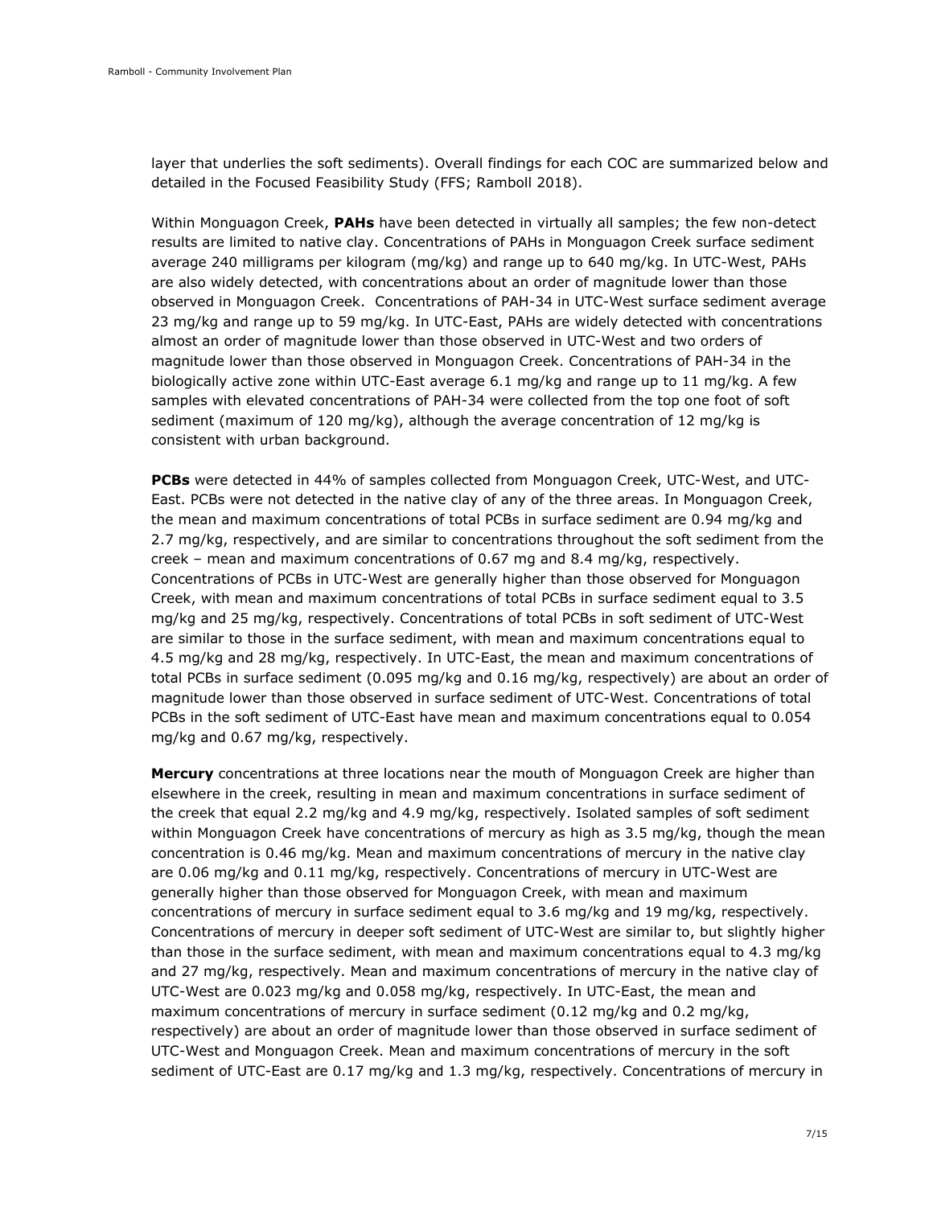layer that underlies the soft sediments). Overall findings for each COC are summarized below and detailed in the Focused Feasibility Study (FFS; Ramboll 2018).

Within Monguagon Creek, **PAHs** have been detected in virtually all samples; the few non-detect results are limited to native clay. Concentrations of PAHs in Monguagon Creek surface sediment average 240 milligrams per kilogram (mg/kg) and range up to 640 mg/kg. In UTC-West, PAHs are also widely detected, with concentrations about an order of magnitude lower than those observed in Monguagon Creek. Concentrations of PAH-34 in UTC-West surface sediment average 23 mg/kg and range up to 59 mg/kg. In UTC-East, PAHs are widely detected with concentrations almost an order of magnitude lower than those observed in UTC-West and two orders of magnitude lower than those observed in Monguagon Creek. Concentrations of PAH-34 in the biologically active zone within UTC-East average 6.1 mg/kg and range up to 11 mg/kg. A few samples with elevated concentrations of PAH-34 were collected from the top one foot of soft sediment (maximum of 120 mg/kg), although the average concentration of 12 mg/kg is consistent with urban background.

**PCBs** were detected in 44% of samples collected from Monguagon Creek, UTC-West, and UTC-East. PCBs were not detected in the native clay of any of the three areas. In Monguagon Creek, the mean and maximum concentrations of total PCBs in surface sediment are 0.94 mg/kg and 2.7 mg/kg, respectively, and are similar to concentrations throughout the soft sediment from the creek – mean and maximum concentrations of 0.67 mg and 8.4 mg/kg, respectively. Concentrations of PCBs in UTC-West are generally higher than those observed for Monguagon Creek, with mean and maximum concentrations of total PCBs in surface sediment equal to 3.5 mg/kg and 25 mg/kg, respectively. Concentrations of total PCBs in soft sediment of UTC-West are similar to those in the surface sediment, with mean and maximum concentrations equal to 4.5 mg/kg and 28 mg/kg, respectively. In UTC-East, the mean and maximum concentrations of total PCBs in surface sediment (0.095 mg/kg and 0.16 mg/kg, respectively) are about an order of magnitude lower than those observed in surface sediment of UTC-West. Concentrations of total PCBs in the soft sediment of UTC-East have mean and maximum concentrations equal to 0.054 mg/kg and 0.67 mg/kg, respectively.

**Mercury** concentrations at three locations near the mouth of Monguagon Creek are higher than elsewhere in the creek, resulting in mean and maximum concentrations in surface sediment of the creek that equal 2.2 mg/kg and 4.9 mg/kg, respectively. Isolated samples of soft sediment within Monguagon Creek have concentrations of mercury as high as 3.5 mg/kg, though the mean concentration is 0.46 mg/kg. Mean and maximum concentrations of mercury in the native clay are 0.06 mg/kg and 0.11 mg/kg, respectively. Concentrations of mercury in UTC-West are generally higher than those observed for Monguagon Creek, with mean and maximum concentrations of mercury in surface sediment equal to 3.6 mg/kg and 19 mg/kg, respectively. Concentrations of mercury in deeper soft sediment of UTC-West are similar to, but slightly higher than those in the surface sediment, with mean and maximum concentrations equal to 4.3 mg/kg and 27 mg/kg, respectively. Mean and maximum concentrations of mercury in the native clay of UTC-West are 0.023 mg/kg and 0.058 mg/kg, respectively. In UTC-East, the mean and maximum concentrations of mercury in surface sediment (0.12 mg/kg and 0.2 mg/kg, respectively) are about an order of magnitude lower than those observed in surface sediment of UTC-West and Monguagon Creek. Mean and maximum concentrations of mercury in the soft sediment of UTC-East are 0.17 mg/kg and 1.3 mg/kg, respectively. Concentrations of mercury in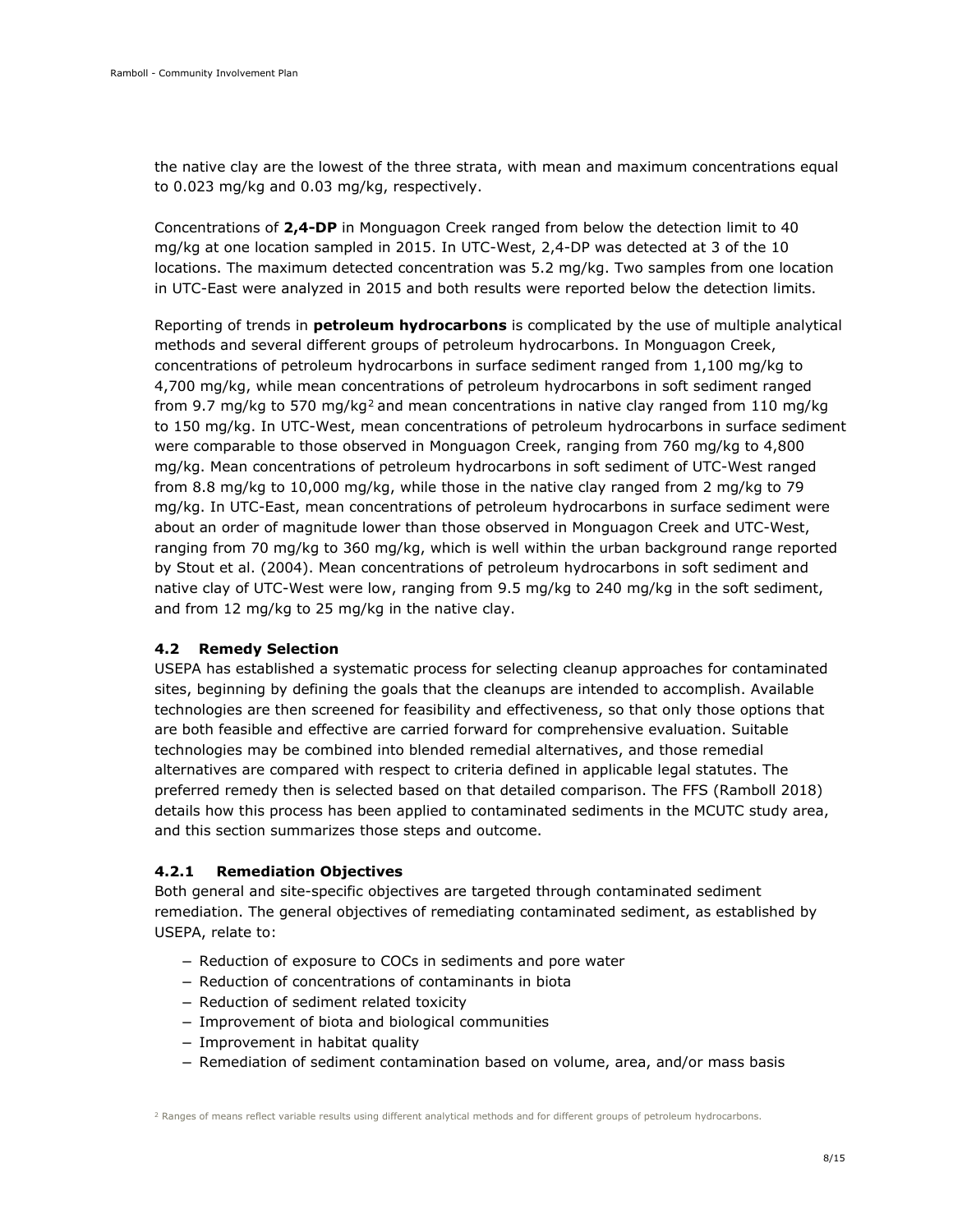the native clay are the lowest of the three strata, with mean and maximum concentrations equal to 0.023 mg/kg and 0.03 mg/kg, respectively.

Concentrations of **2,4-DP** in Monguagon Creek ranged from below the detection limit to 40 mg/kg at one location sampled in 2015. In UTC-West, 2,4-DP was detected at 3 of the 10 locations. The maximum detected concentration was 5.2 mg/kg. Two samples from one location in UTC-East were analyzed in 2015 and both results were reported below the detection limits.

Reporting of trends in **petroleum hydrocarbons** is complicated by the use of multiple analytical methods and several different groups of petroleum hydrocarbons. In Monguagon Creek, concentrations of petroleum hydrocarbons in surface sediment ranged from 1,100 mg/kg to 4,700 mg/kg, while mean concentrations of petroleum hydrocarbons in soft sediment ranged from 9.7 mg/kg to 570 mg/kg[2] and mean concentrations in native clay ranged from 110 mg/kg to 150 mg/kg. In UTC-West, mean concentrations of petroleum hydrocarbons in surface sediment were comparable to those observed in Monguagon Creek, ranging from 760 mg/kg to 4,800 mg/kg. Mean concentrations of petroleum hydrocarbons in soft sediment of UTC-West ranged from 8.8 mg/kg to 10,000 mg/kg, while those in the native clay ranged from 2 mg/kg to 79 mg/kg. In UTC-East, mean concentrations of petroleum hydrocarbons in surface sediment were about an order of magnitude lower than those observed in Monguagon Creek and UTC-West, ranging from 70 mg/kg to 360 mg/kg, which is well within the urban background range reported by Stout et al. (2004). Mean concentrations of petroleum hydrocarbons in soft sediment and native clay of UTC-West were low, ranging from 9.5 mg/kg to 240 mg/kg in the soft sediment, and from 12 mg/kg to 25 mg/kg in the native clay.

### 4.2 Remedy Selection

USEPA has established a systematic process for selecting cleanup approaches for contaminated sites, beginning by defining the goals that the cleanups are intended to accomplish. Available technologies are then screened for feasibility and effectiveness, so that only those options that are both feasible and effective are carried forward for comprehensive evaluation. Suitable technologies may be combined into blended remedial alternatives, and those remedial alternatives are compared with respect to criteria defined in applicable legal statutes. The preferred remedy then is selected based on that detailed comparison. The FFS (Ramboll 2018) details how this process has been applied to contaminated sediments in the MCUTC study area, and this section summarizes those steps and outcome.

#### 4.2.1 Remediation Objectives

Both general and site-specific objectives are targeted through contaminated sediment remediation. The general objectives of remediating contaminated sediment, as established by USEPA, relate to:

- Reduction of exposure to COCs in sediments and pore water
- Reduction of concentrations of contaminants in biota
- Reduction of sediment related toxicity
- Improvement of biota and biological communities
- Improvement in habitat quality
- Remediation of sediment contamination based on volume, area, and/or mass basis

[2] Ranges of means reflect variable results using different analytical methods and for different groups of petroleum hydrocarbons.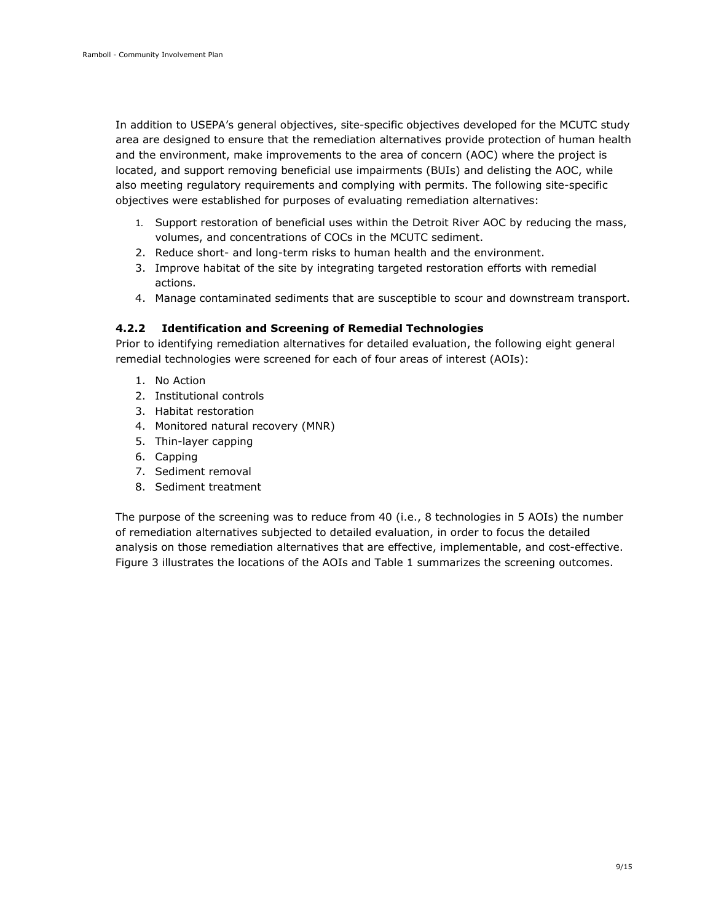In addition to USEPA's general objectives, site-specific objectives developed for the MCUTC study area are designed to ensure that the remediation alternatives provide protection of human health and the environment, make improvements to the area of concern (AOC) where the project is located, and support removing beneficial use impairments (BUIs) and delisting the AOC, while also meeting regulatory requirements and complying with permits. The following site-specific objectives were established for purposes of evaluating remediation alternatives:

1. Support restoration of beneficial uses within the Detroit River AOC by reducing the mass, volumes, and concentrations of COCs in the MCUTC sediment.
2. Reduce short- and long-term risks to human health and the environment.
3. Improve habitat of the site by integrating targeted restoration efforts with remedial actions.
4. Manage contaminated sediments that are susceptible to scour and downstream transport.

### 4.2.2 Identification and Screening of Remedial Technologies

Prior to identifying remediation alternatives for detailed evaluation, the following eight general remedial technologies were screened for each of four areas of interest (AOIs):

1. No Action
2. Institutional controls
3. Habitat restoration
4. Monitored natural recovery (MNR)
5. Thin-layer capping
6. Capping
7. Sediment removal
8. Sediment treatment

The purpose of the screening was to reduce from 40 (i.e., 8 technologies in 5 AOIs) the number of remediation alternatives subjected to detailed evaluation, in order to focus the detailed analysis on those remediation alternatives that are effective, implementable, and cost-effective. Figure 3 illustrates the locations of the AOIs and Table 1 summarizes the screening outcomes.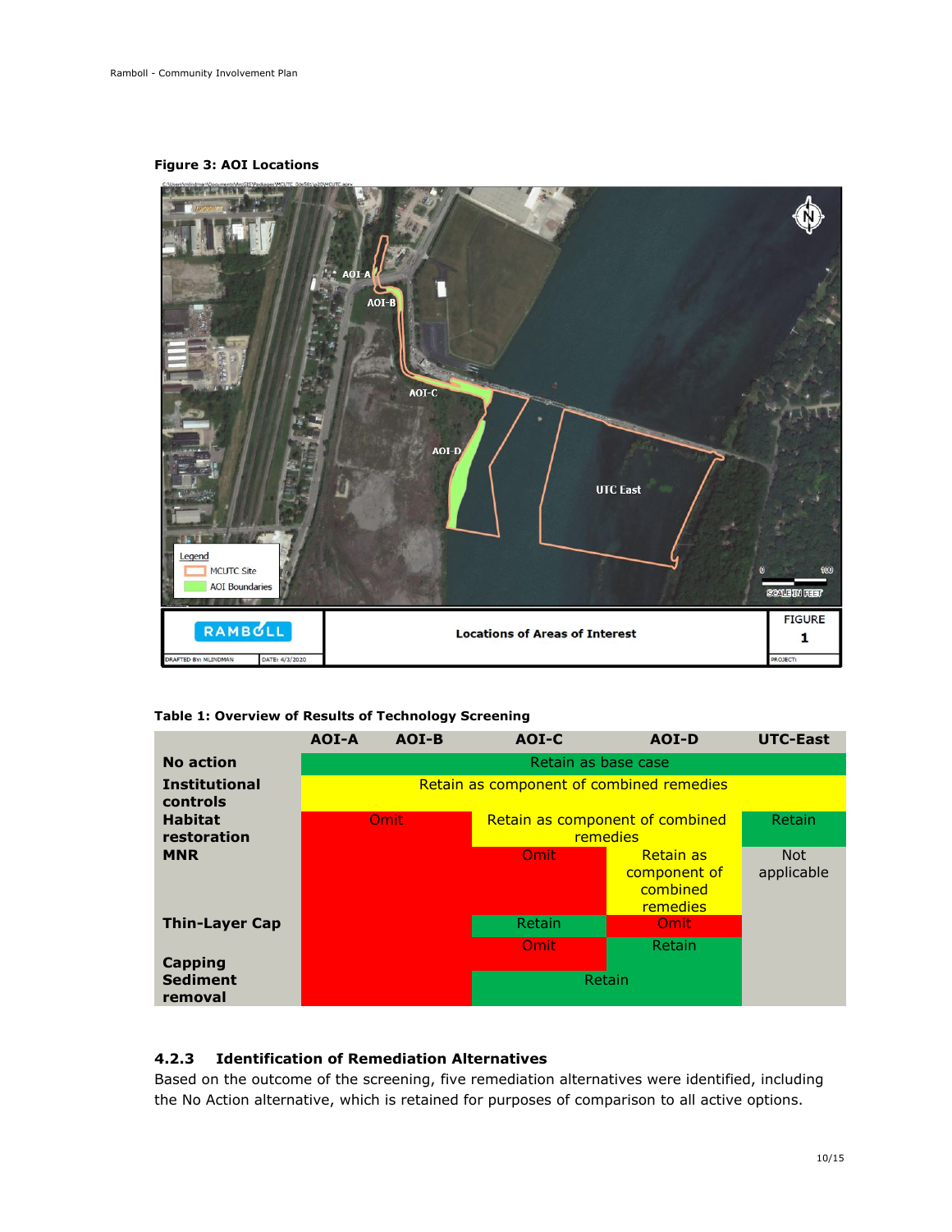**Figure 3: AOI Locations**

**Table 1: Overview of Results of Technology Screening**

| | AOI-A | AOI-B | AOI-C | AOI-D | UTC-East |
|---|---|---|---|---|---|
| **No action** | Retain as base case | Retain as base case | Retain as base case | Retain as base case | Retain as base case |
| **Institutional controls** | Retain as component of combined remedies | Retain as component of combined remedies | Retain as component of combined remedies | Retain as component of combined remedies | Retain as component of combined remedies |
| **Habitat restoration** | Omit | Omit | Retain as component of combined remedies | Retain as component of combined remedies | Retain |
| **MNR** | Omit | Omit | Omit | Retain as component of combined remedies | Not applicable |
| **Thin-Layer Cap** | Omit | Omit | Retain | Omit | Not applicable |
| **Capping** | Omit | Omit | Omit | Retain | Not applicable |
| **Sediment removal** | Omit | Omit | Retain | Retain | Not applicable |

### 4.2.3 Identification of Remediation Alternatives

Based on the outcome of the screening, five remediation alternatives were identified, including the No Action alternative, which is retained for purposes of comparison to all active options.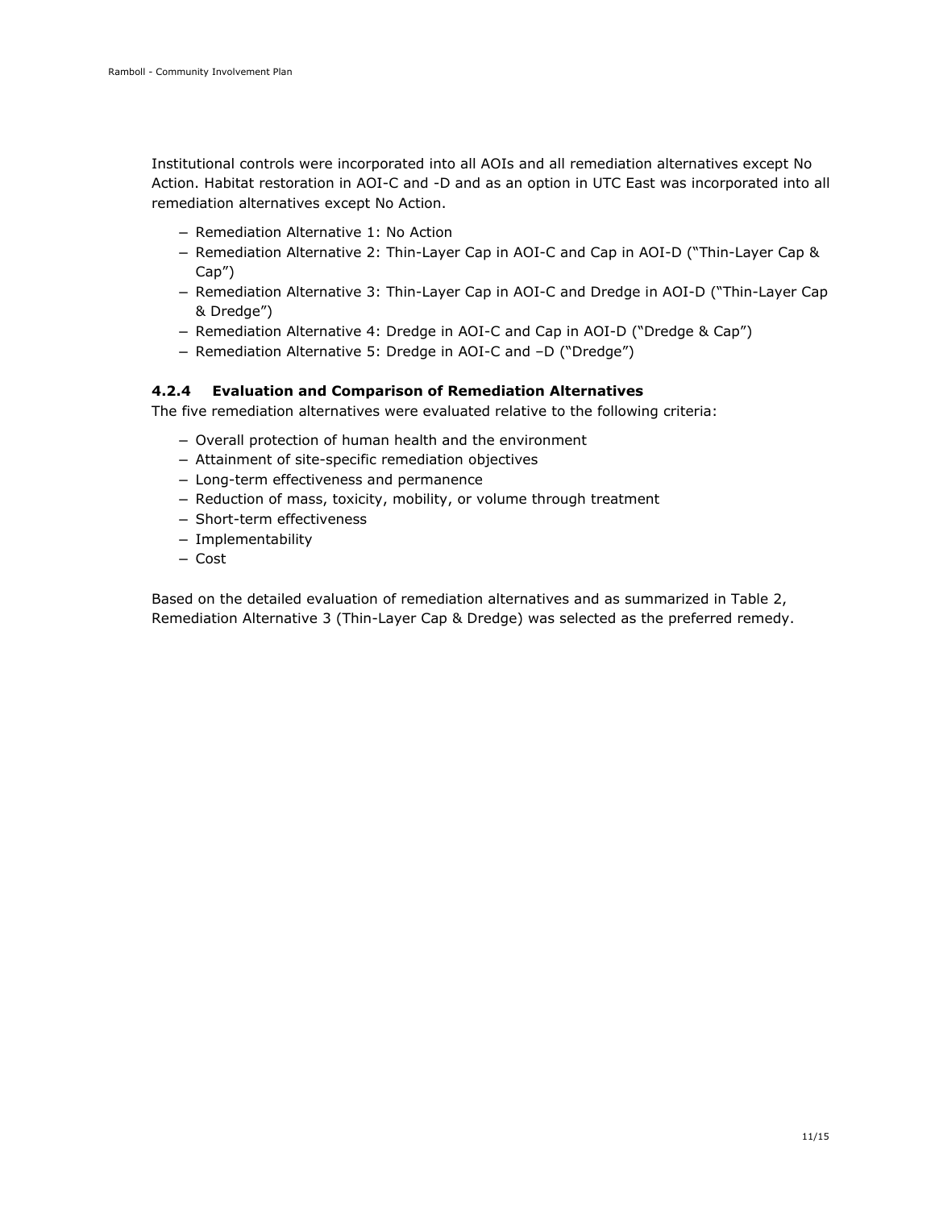Institutional controls were incorporated into all AOIs and all remediation alternatives except No Action. Habitat restoration in AOI-C and -D and as an option in UTC East was incorporated into all remediation alternatives except No Action.

- Remediation Alternative 1: No Action
- Remediation Alternative 2: Thin-Layer Cap in AOI-C and Cap in AOI-D ("Thin-Layer Cap & Cap")
- Remediation Alternative 3: Thin-Layer Cap in AOI-C and Dredge in AOI-D ("Thin-Layer Cap & Dredge")
- Remediation Alternative 4: Dredge in AOI-C and Cap in AOI-D ("Dredge & Cap")
- Remediation Alternative 5: Dredge in AOI-C and –D ("Dredge")

### 4.2.4 Evaluation and Comparison of Remediation Alternatives

The five remediation alternatives were evaluated relative to the following criteria:

- Overall protection of human health and the environment
- Attainment of site-specific remediation objectives
- Long-term effectiveness and permanence
- Reduction of mass, toxicity, mobility, or volume through treatment
- Short-term effectiveness
- Implementability
- Cost

Based on the detailed evaluation of remediation alternatives and as summarized in Table 2, Remediation Alternative 3 (Thin-Layer Cap & Dredge) was selected as the preferred remedy.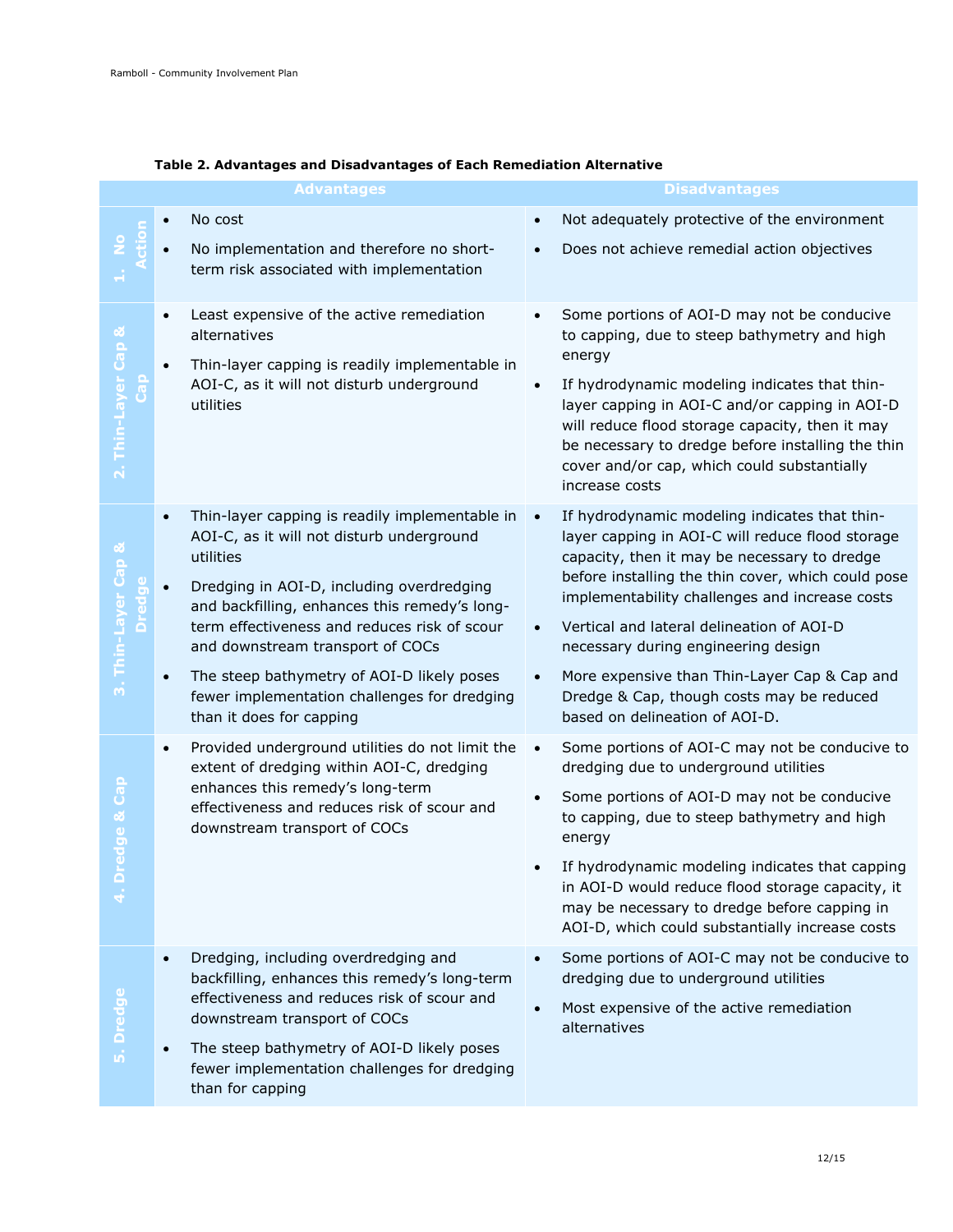**Table 2. Advantages and Disadvantages of Each Remediation Alternative**

| | Advantages | Disadvantages |
|---|---|---|
| 1. No Action | • No cost<br>• No implementation and therefore no short-term risk associated with implementation | • Not adequately protective of the environment<br>• Does not achieve remedial action objectives |
| 2. Thin-Layer Cap & Cap | • Least expensive of the active remediation alternatives<br>• Thin-layer capping is readily implementable in AOI-C, as it will not disturb underground utilities | • Some portions of AOI-D may not be conducive to capping, due to steep bathymetry and high energy<br>• If hydrodynamic modeling indicates that thin-layer capping in AOI-C and/or capping in AOI-D will reduce flood storage capacity, then it may be necessary to dredge before installing the thin cover and/or cap, which could substantially increase costs |
| 3. Thin-Layer Cap & Dredge | • Thin-layer capping is readily implementable in AOI-C, as it will not disturb underground utilities<br>• Dredging in AOI-D, including overdredging and backfilling, enhances this remedy's long-term effectiveness and reduces risk of scour and downstream transport of COCs<br>• The steep bathymetry of AOI-D likely poses fewer implementation challenges for dredging than it does for capping | • If hydrodynamic modeling indicates that thin-layer capping in AOI-C will reduce flood storage capacity, then it may be necessary to dredge before installing the thin cover, which could pose implementability challenges and increase costs<br>• Vertical and lateral delineation of AOI-D necessary during engineering design<br>• More expensive than Thin-Layer Cap & Cap and Dredge & Cap, though costs may be reduced based on delineation of AOI-D. |
| 4. Dredge & Cap | • Provided underground utilities do not limit the extent of dredging within AOI-C, dredging enhances this remedy's long-term effectiveness and reduces risk of scour and downstream transport of COCs | • Some portions of AOI-C may not be conducive to dredging due to underground utilities<br>• Some portions of AOI-D may not be conducive to capping, due to steep bathymetry and high energy<br>• If hydrodynamic modeling indicates that capping in AOI-D would reduce flood storage capacity, it may be necessary to dredge before capping in AOI-D, which could substantially increase costs |
| 5. Dredge | • Dredging, including overdredging and backfilling, enhances this remedy's long-term effectiveness and reduces risk of scour and downstream transport of COCs<br>• The steep bathymetry of AOI-D likely poses fewer implementation challenges for dredging than for capping | • Some portions of AOI-C may not be conducive to dredging due to underground utilities<br>• Most expensive of the active remediation alternatives |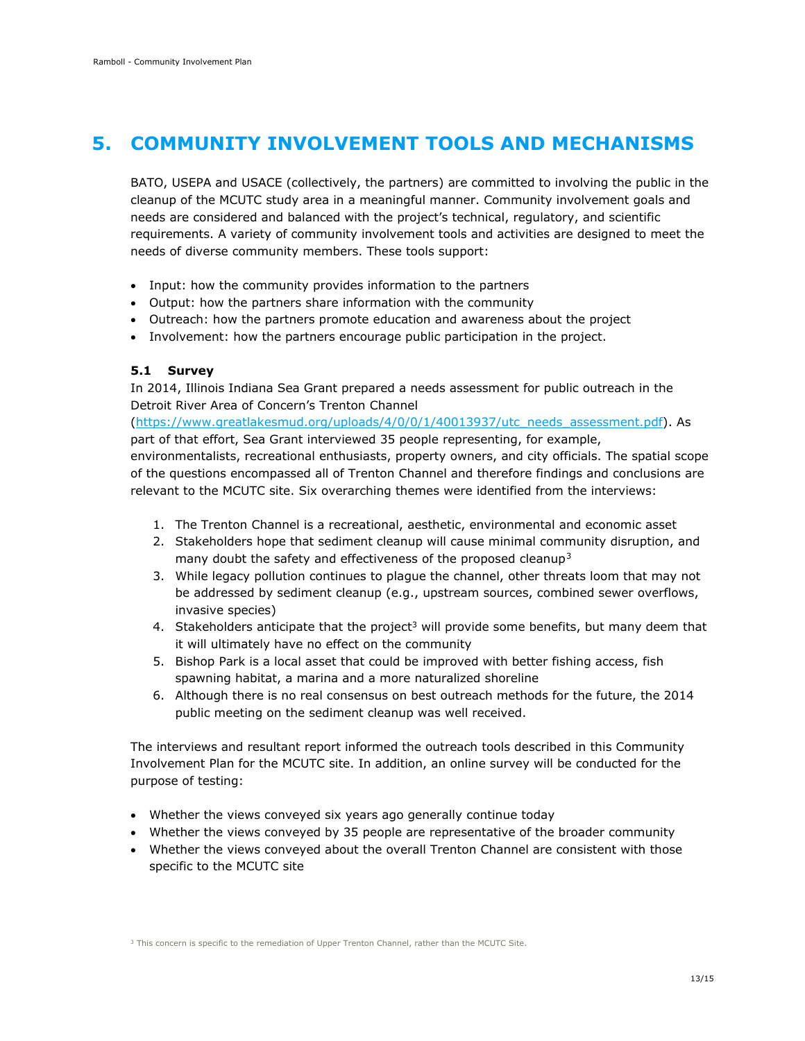# 5. COMMUNITY INVOLVEMENT TOOLS AND MECHANISMS

BATO, USEPA and USACE (collectively, the partners) are committed to involving the public in the cleanup of the MCUTC study area in a meaningful manner. Community involvement goals and needs are considered and balanced with the project's technical, regulatory, and scientific requirements. A variety of community involvement tools and activities are designed to meet the needs of diverse community members. These tools support:

- Input: how the community provides information to the partners
- Output: how the partners share information with the community
- Outreach: how the partners promote education and awareness about the project
- Involvement: how the partners encourage public participation in the project.

### 5.1 Survey

In 2014, Illinois Indiana Sea Grant prepared a needs assessment for public outreach in the Detroit River Area of Concern's Trenton Channel (https://www.greatlakesmud.org/uploads/4/0/0/1/40013937/utc_needs_assessment.pdf). As part of that effort, Sea Grant interviewed 35 people representing, for example, environmentalists, recreational enthusiasts, property owners, and city officials. The spatial scope of the questions encompassed all of Trenton Channel and therefore findings and conclusions are relevant to the MCUTC site. Six overarching themes were identified from the interviews:

1. The Trenton Channel is a recreational, aesthetic, environmental and economic asset
2. Stakeholders hope that sediment cleanup will cause minimal community disruption, and many doubt the safety and effectiveness of the proposed cleanup[3]
3. While legacy pollution continues to plague the channel, other threats loom that may not be addressed by sediment cleanup (e.g., upstream sources, combined sewer overflows, invasive species)
4. Stakeholders anticipate that the project[3] will provide some benefits, but many deem that it will ultimately have no effect on the community
5. Bishop Park is a local asset that could be improved with better fishing access, fish spawning habitat, a marina and a more naturalized shoreline
6. Although there is no real consensus on best outreach methods for the future, the 2014 public meeting on the sediment cleanup was well received.

The interviews and resultant report informed the outreach tools described in this Community Involvement Plan for the MCUTC site. In addition, an online survey will be conducted for the purpose of testing:

- Whether the views conveyed six years ago generally continue today
- Whether the views conveyed by 35 people are representative of the broader community
- Whether the views conveyed about the overall Trenton Channel are consistent with those specific to the MCUTC site

[3] This concern is specific to the remediation of Upper Trenton Channel, rather than the MCUTC Site.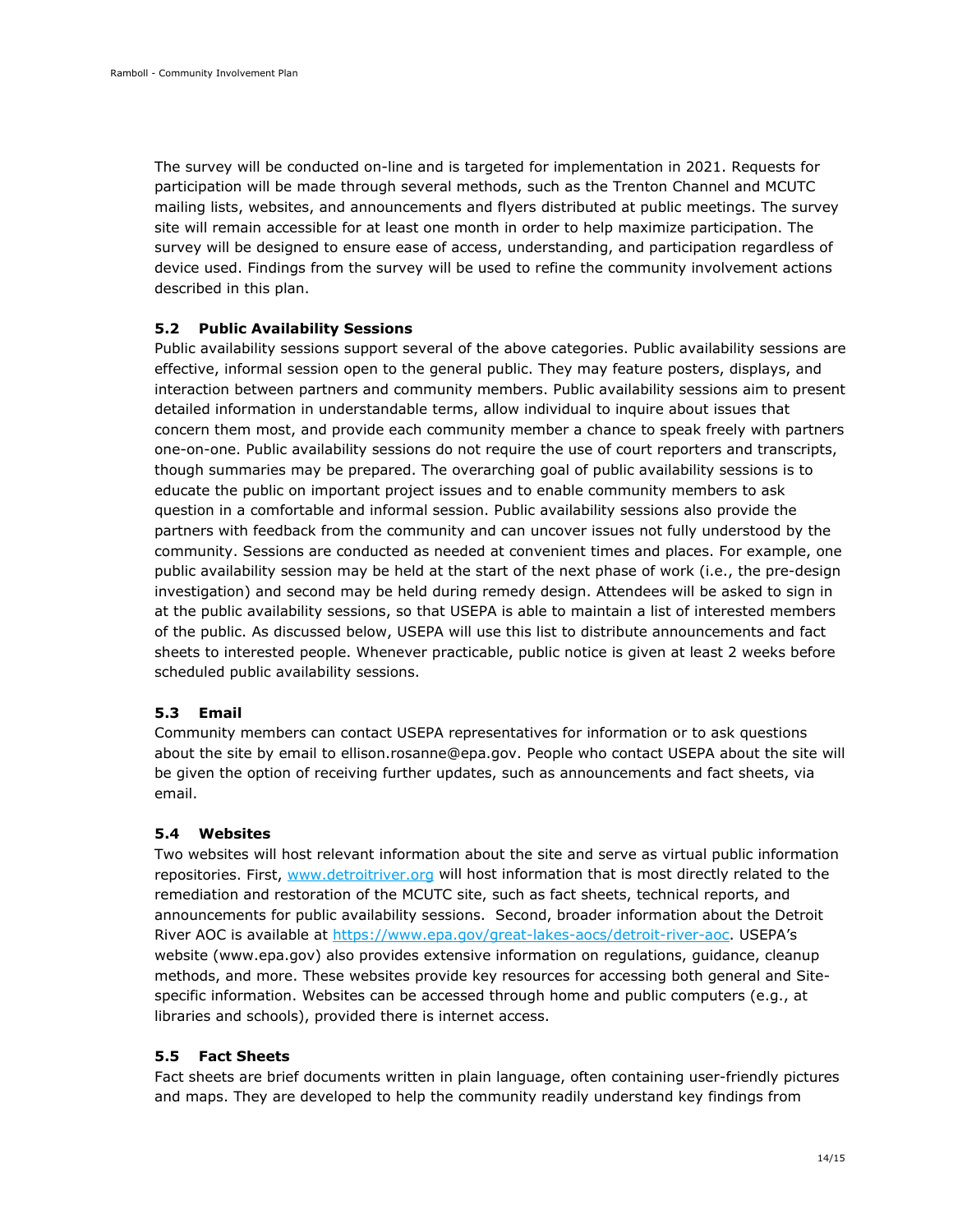The survey will be conducted on-line and is targeted for implementation in 2021. Requests for participation will be made through several methods, such as the Trenton Channel and MCUTC mailing lists, websites, and announcements and flyers distributed at public meetings. The survey site will remain accessible for at least one month in order to help maximize participation. The survey will be designed to ensure ease of access, understanding, and participation regardless of device used. Findings from the survey will be used to refine the community involvement actions described in this plan.

### 5.2 Public Availability Sessions

Public availability sessions support several of the above categories. Public availability sessions are effective, informal session open to the general public. They may feature posters, displays, and interaction between partners and community members. Public availability sessions aim to present detailed information in understandable terms, allow individual to inquire about issues that concern them most, and provide each community member a chance to speak freely with partners one-on-one. Public availability sessions do not require the use of court reporters and transcripts, though summaries may be prepared. The overarching goal of public availability sessions is to educate the public on important project issues and to enable community members to ask question in a comfortable and informal session. Public availability sessions also provide the partners with feedback from the community and can uncover issues not fully understood by the community. Sessions are conducted as needed at convenient times and places. For example, one public availability session may be held at the start of the next phase of work (i.e., the pre-design investigation) and second may be held during remedy design. Attendees will be asked to sign in at the public availability sessions, so that USEPA is able to maintain a list of interested members of the public. As discussed below, USEPA will use this list to distribute announcements and fact sheets to interested people. Whenever practicable, public notice is given at least 2 weeks before scheduled public availability sessions.

### 5.3 Email

Community members can contact USEPA representatives for information or to ask questions about the site by email to ellison.rosanne@epa.gov. People who contact USEPA about the site will be given the option of receiving further updates, such as announcements and fact sheets, via email.

### 5.4 Websites

Two websites will host relevant information about the site and serve as virtual public information repositories. First, [www.detroitriver.org](www.detroitriver.org) will host information that is most directly related to the remediation and restoration of the MCUTC site, such as fact sheets, technical reports, and announcements for public availability sessions. Second, broader information about the Detroit River AOC is available at [https://www.epa.gov/great-lakes-aocs/detroit-river-aoc](https://www.epa.gov/great-lakes-aocs/detroit-river-aoc). USEPA's website (www.epa.gov) also provides extensive information on regulations, guidance, cleanup methods, and more. These websites provide key resources for accessing both general and Site-specific information. Websites can be accessed through home and public computers (e.g., at libraries and schools), provided there is internet access.

### 5.5 Fact Sheets

Fact sheets are brief documents written in plain language, often containing user-friendly pictures and maps. They are developed to help the community readily understand key findings from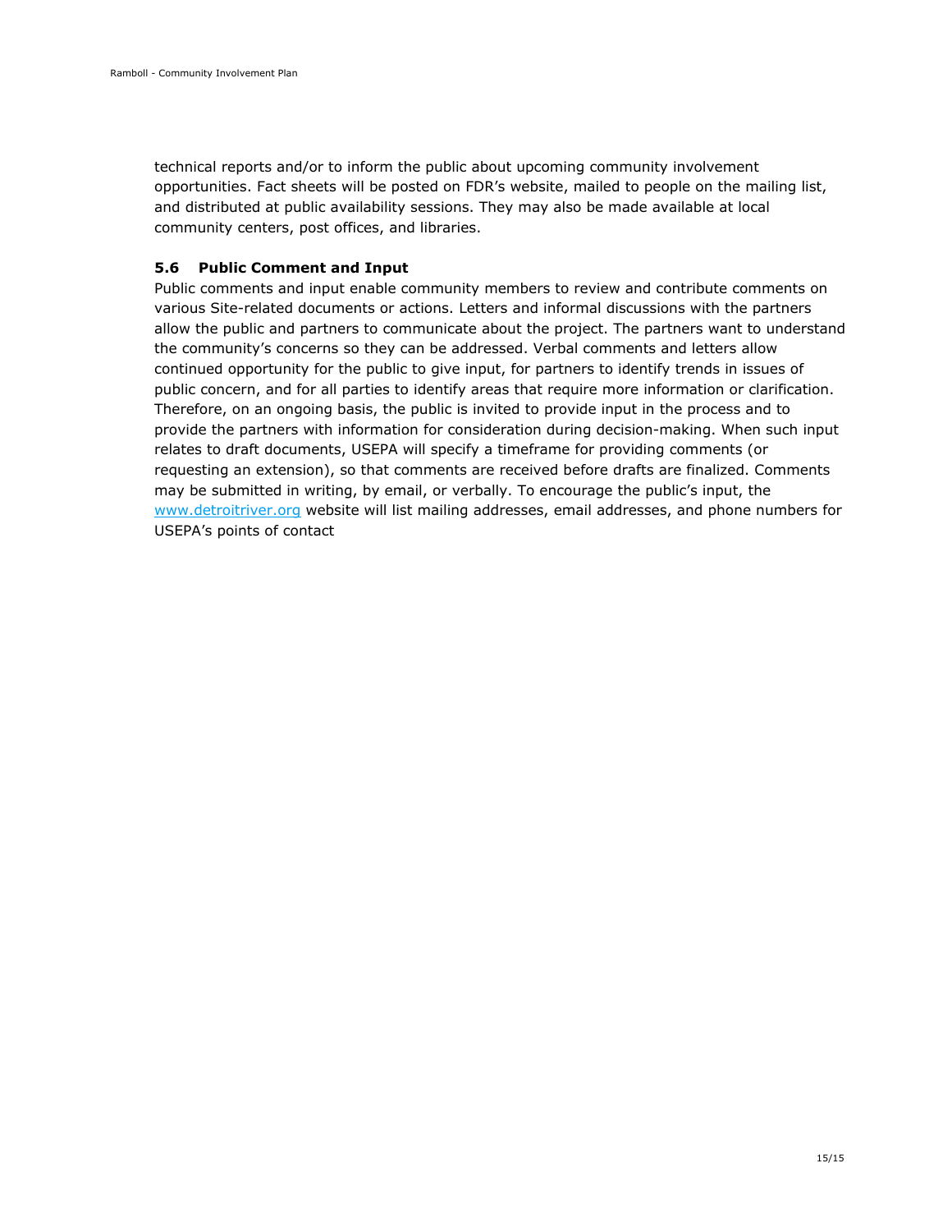technical reports and/or to inform the public about upcoming community involvement opportunities. Fact sheets will be posted on FDR's website, mailed to people on the mailing list, and distributed at public availability sessions. They may also be made available at local community centers, post offices, and libraries.

### 5.6 Public Comment and Input

Public comments and input enable community members to review and contribute comments on various Site-related documents or actions. Letters and informal discussions with the partners allow the public and partners to communicate about the project. The partners want to understand the community's concerns so they can be addressed. Verbal comments and letters allow continued opportunity for the public to give input, for partners to identify trends in issues of public concern, and for all parties to identify areas that require more information or clarification. Therefore, on an ongoing basis, the public is invited to provide input in the process and to provide the partners with information for consideration during decision-making. When such input relates to draft documents, USEPA will specify a timeframe for providing comments (or requesting an extension), so that comments are received before drafts are finalized. Comments may be submitted in writing, by email, or verbally. To encourage the public's input, the [www.detroitriver.org](http://www.detroitriver.org) website will list mailing addresses, email addresses, and phone numbers for USEPA's points of contact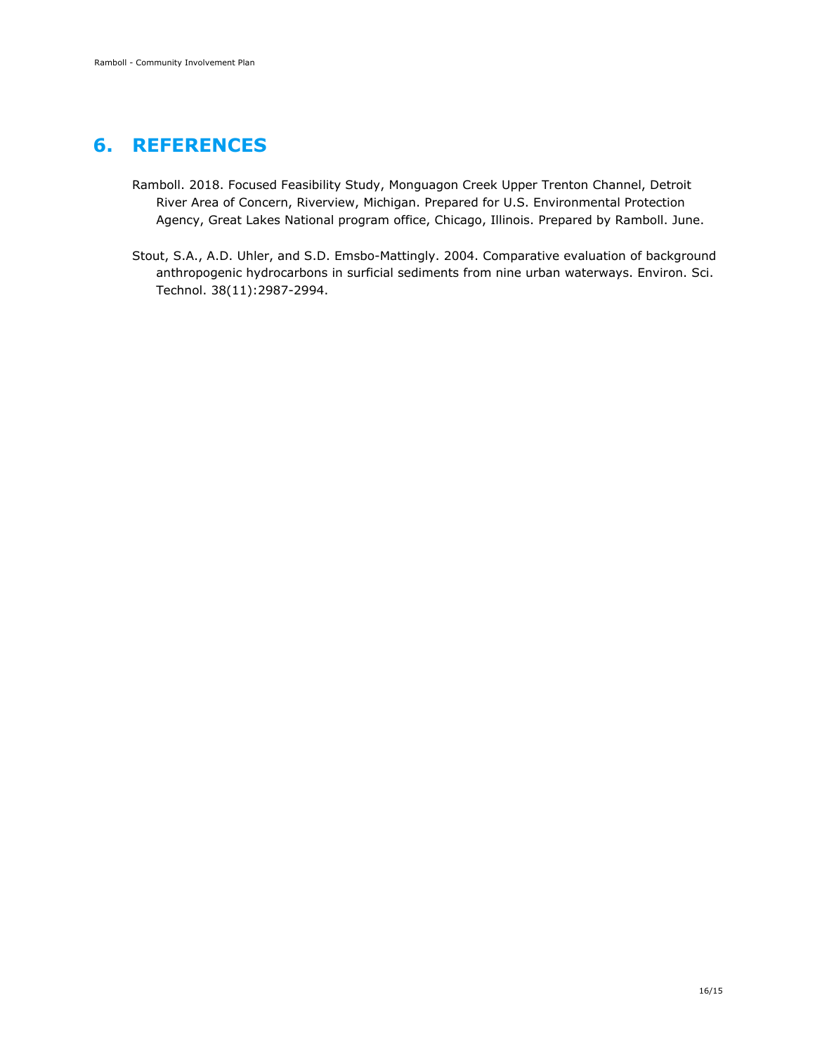# 6. REFERENCES

Ramboll. 2018. Focused Feasibility Study, Monguagon Creek Upper Trenton Channel, Detroit River Area of Concern, Riverview, Michigan. Prepared for U.S. Environmental Protection Agency, Great Lakes National program office, Chicago, Illinois. Prepared by Ramboll. June.

Stout, S.A., A.D. Uhler, and S.D. Emsbo-Mattingly. 2004. Comparative evaluation of background anthropogenic hydrocarbons in surficial sediments from nine urban waterways. Environ. Sci. Technol. 38(11):2987-2994.